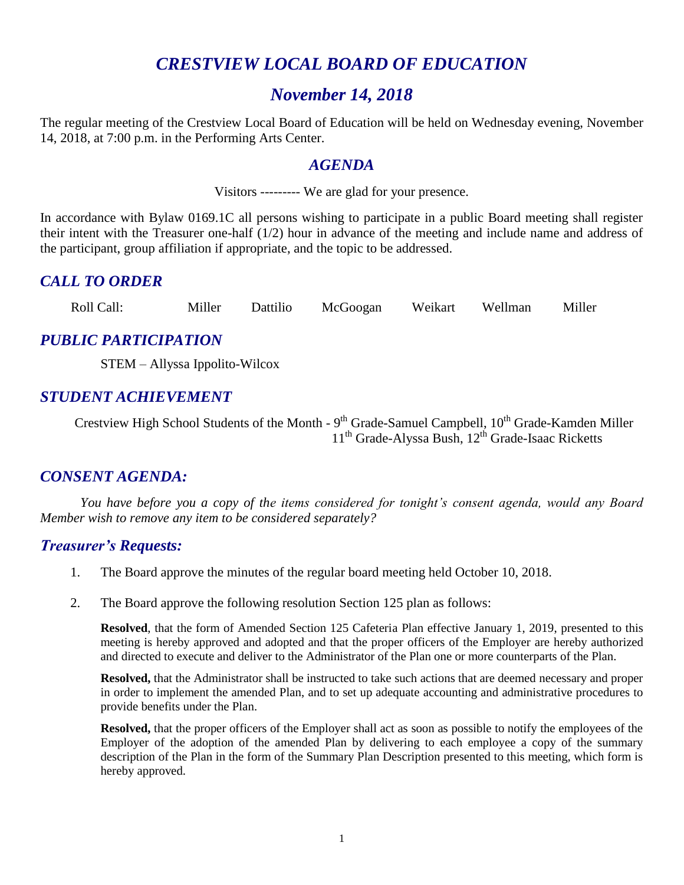# *CRESTVIEW LOCAL BOARD OF EDUCATION*

## *November 14, 2018*

The regular meeting of the Crestview Local Board of Education will be held on Wednesday evening, November 14, 2018, at 7:00 p.m. in the Performing Arts Center.

## *AGENDA*

Visitors --------- We are glad for your presence.

In accordance with Bylaw 0169.1C all persons wishing to participate in a public Board meeting shall register their intent with the Treasurer one-half (1/2) hour in advance of the meeting and include name and address of the participant, group affiliation if appropriate, and the topic to be addressed.

## *CALL TO ORDER*

Roll Call: Miller Dattilio McGoogan Weikart Wellman Miller

## *PUBLIC PARTICIPATION*

STEM – Allyssa Ippolito-Wilcox

## *STUDENT ACHIEVEMENT*

Crestview High School Students of the Month - 9th Grade-Samuel Campbell, 10th Grade-Kamden Miller
11th Grade-Alyssa Bush, 12th Grade-Isaac Ricketts

## *CONSENT AGENDA:*

*You have before you a copy of the items considered for tonight's consent agenda, would any Board Member wish to remove any item to be considered separately?*

### *Treasurer's Requests:*

1. The Board approve the minutes of the regular board meeting held October 10, 2018.

2. The Board approve the following resolution Section 125 plan as follows:

   **Resolved**, that the form of Amended Section 125 Cafeteria Plan effective January 1, 2019, presented to this meeting is hereby approved and adopted and that the proper officers of the Employer are hereby authorized and directed to execute and deliver to the Administrator of the Plan one or more counterparts of the Plan.

   **Resolved,** that the Administrator shall be instructed to take such actions that are deemed necessary and proper in order to implement the amended Plan, and to set up adequate accounting and administrative procedures to provide benefits under the Plan.

   **Resolved,** that the proper officers of the Employer shall act as soon as possible to notify the employees of the Employer of the adoption of the amended Plan by delivering to each employee a copy of the summary description of the Plan in the form of the Summary Plan Description presented to this meeting, which form is hereby approved.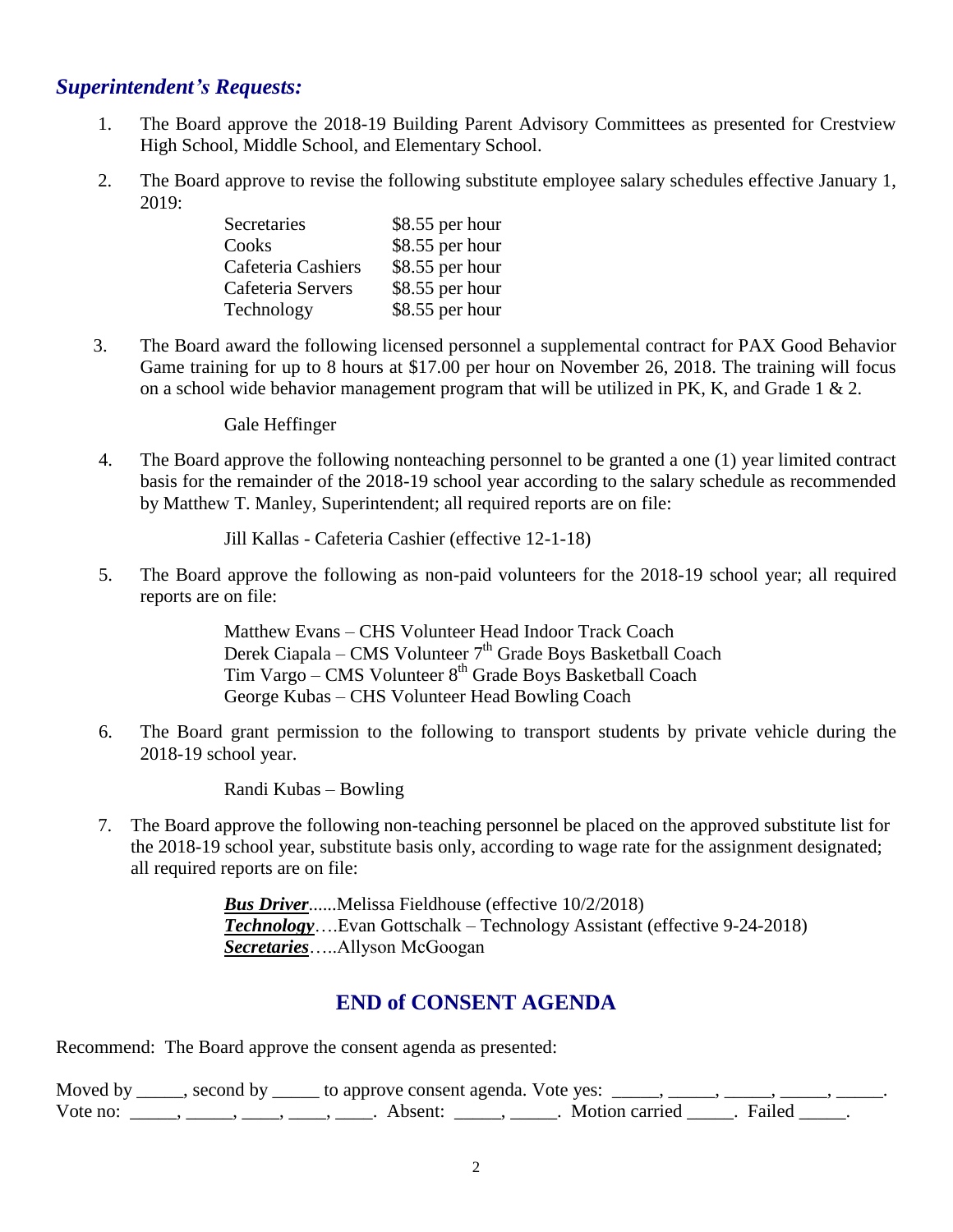## *Superintendent's Requests:*

1. The Board approve the 2018-19 Building Parent Advisory Committees as presented for Crestview High School, Middle School, and Elementary School.

2. The Board approve to revise the following substitute employee salary schedules effective January 1, 2019:

| | |
|---|---|
| Secretaries | $8.55 per hour |
| Cooks | $8.55 per hour |
| Cafeteria Cashiers | $8.55 per hour |
| Cafeteria Servers | $8.55 per hour |
| Technology | $8.55 per hour |

3. The Board award the following licensed personnel a supplemental contract for PAX Good Behavior Game training for up to 8 hours at $17.00 per hour on November 26, 2018. The training will focus on a school wide behavior management program that will be utilized in PK, K, and Grade 1 & 2.

   Gale Heffinger

4. The Board approve the following nonteaching personnel to be granted a one (1) year limited contract basis for the remainder of the 2018-19 school year according to the salary schedule as recommended by Matthew T. Manley, Superintendent; all required reports are on file:

   Jill Kallas - Cafeteria Cashier (effective 12-1-18)

5. The Board approve the following as non-paid volunteers for the 2018-19 school year; all required reports are on file:

   Matthew Evans – CHS Volunteer Head Indoor Track Coach
   Derek Ciapala – CMS Volunteer 7th Grade Boys Basketball Coach
   Tim Vargo – CMS Volunteer 8th Grade Boys Basketball Coach
   George Kubas – CHS Volunteer Head Bowling Coach

6. The Board grant permission to the following to transport students by private vehicle during the 2018-19 school year.

   Randi Kubas – Bowling

7. The Board approve the following non-teaching personnel be placed on the approved substitute list for the 2018-19 school year, substitute basis only, according to wage rate for the assignment designated; all required reports are on file:

   ***Bus Driver***......Melissa Fieldhouse (effective 10/2/2018)
   ***Technology***….Evan Gottschalk – Technology Assistant (effective 9-24-2018)
   ***Secretaries***…..Allyson McGoogan

## END of CONSENT AGENDA

Recommend: The Board approve the consent agenda as presented:

Moved by _____, second by _____ to approve consent agenda. Vote yes: _____, _____, _____, _____, _____.
Vote no: _____, _____, ____, ____, ____. Absent: _____, _____. Motion carried _____. Failed _____.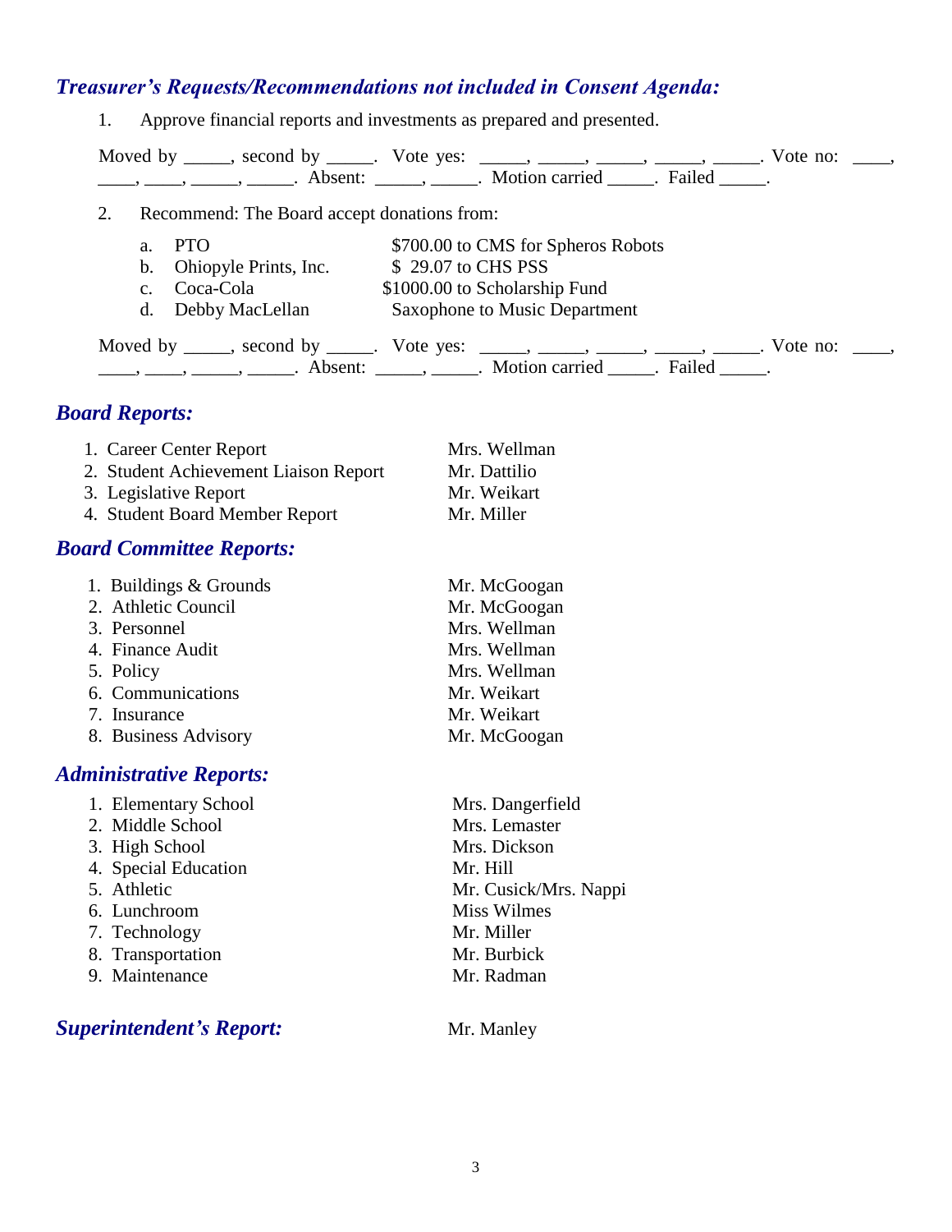## *Treasurer's Requests/Recommendations not included in Consent Agenda:*

1. Approve financial reports and investments as prepared and presented.

Moved by _____, second by _____. Vote yes: _____, _____, _____, _____, _____. Vote no: ____, ____, ____, _____, _____. Absent: _____, _____. Motion carried _____. Failed _____.

2. Recommend: The Board accept donations from:

| | | |
|---|---|---|
| a. | PTO | $700.00 to CMS for Spheros Robots |
| b. | Ohiopyle Prints, Inc. | $ 29.07 to CHS PSS |
| c. | Coca-Cola | $1000.00 to Scholarship Fund |
| d. | Debby MacLellan | Saxophone to Music Department |

Moved by _____, second by _____. Vote yes: _____, _____, _____, _____, _____. Vote no: ____, ____, ____, _____, _____. Absent: _____, _____. Motion carried _____. Failed _____.

## *Board Reports:*

| | |
|---|---|
| 1. Career Center Report | Mrs. Wellman |
| 2. Student Achievement Liaison Report | Mr. Dattilio |
| 3. Legislative Report | Mr. Weikart |
| 4. Student Board Member Report | Mr. Miller |

## *Board Committee Reports:*

| | |
|---|---|
| 1. Buildings & Grounds | Mr. McGoogan |
| 2. Athletic Council | Mr. McGoogan |
| 3. Personnel | Mrs. Wellman |
| 4. Finance Audit | Mrs. Wellman |
| 5. Policy | Mrs. Wellman |
| 6. Communications | Mr. Weikart |
| 7. Insurance | Mr. Weikart |
| 8. Business Advisory | Mr. McGoogan |

## *Administrative Reports:*

| | |
|---|---|
| 1. Elementary School | Mrs. Dangerfield |
| 2. Middle School | Mrs. Lemaster |
| 3. High School | Mrs. Dickson |
| 4. Special Education | Mr. Hill |
| 5. Athletic | Mr. Cusick/Mrs. Nappi |
| 6. Lunchroom | Miss Wilmes |
| 7. Technology | Mr. Miller |
| 8. Transportation | Mr. Burbick |
| 9. Maintenance | Mr. Radman |

## *Superintendent's Report:* Mr. Manley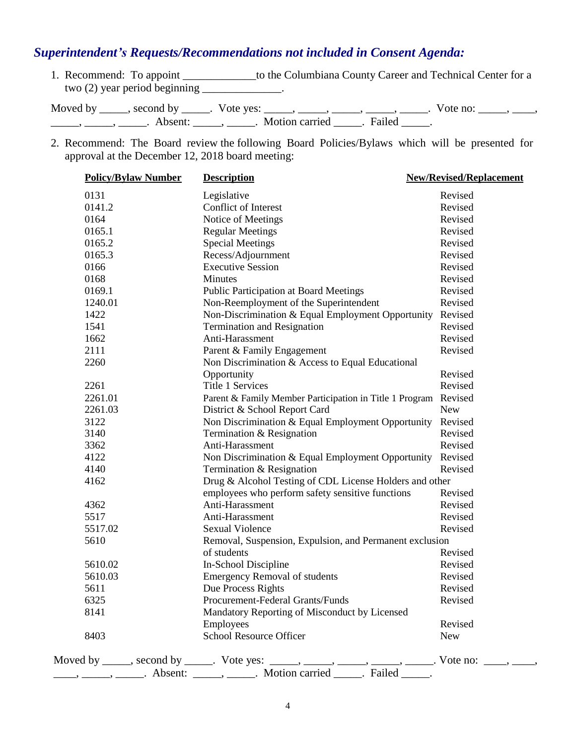## *Superintendent's Requests/Recommendations not included in Consent Agenda:*

1. Recommend: To appoint _____________to the Columbiana County Career and Technical Center for a two (2) year period beginning ______________.

Moved by _____, second by _____. Vote yes: _____, _____, _____, _____, _____. Vote no: _____, ____, _____, _____, _____. Absent: _____, _____. Motion carried _____. Failed _____.

2. Recommend: The Board review the following Board Policies/Bylaws which will be presented for approval at the December 12, 2018 board meeting:

| Policy/Bylaw Number | Description | New/Revised/Replacement |
|---|---|---|
| 0131 | Legislative | Revised |
| 0141.2 | Conflict of Interest | Revised |
| 0164 | Notice of Meetings | Revised |
| 0165.1 | Regular Meetings | Revised |
| 0165.2 | Special Meetings | Revised |
| 0165.3 | Recess/Adjournment | Revised |
| 0166 | Executive Session | Revised |
| 0168 | Minutes | Revised |
| 0169.1 | Public Participation at Board Meetings | Revised |
| 1240.01 | Non-Reemployment of the Superintendent | Revised |
| 1422 | Non-Discrimination & Equal Employment Opportunity | Revised |
| 1541 | Termination and Resignation | Revised |
| 1662 | Anti-Harassment | Revised |
| 2111 | Parent & Family Engagement | Revised |
| 2260 | Non Discrimination & Access to Equal Educational Opportunity | Revised |
| 2261 | Title 1 Services | Revised |
| 2261.01 | Parent & Family Member Participation in Title 1 Program | Revised |
| 2261.03 | District & School Report Card | New |
| 3122 | Non Discrimination & Equal Employment Opportunity | Revised |
| 3140 | Termination & Resignation | Revised |
| 3362 | Anti-Harassment | Revised |
| 4122 | Non Discrimination & Equal Employment Opportunity | Revised |
| 4140 | Termination & Resignation | Revised |
| 4162 | Drug & Alcohol Testing of CDL License Holders and other employees who perform safety sensitive functions | Revised |
| 4362 | Anti-Harassment | Revised |
| 5517 | Anti-Harassment | Revised |
| 5517.02 | Sexual Violence | Revised |
| 5610 | Removal, Suspension, Expulsion, and Permanent exclusion of students | Revised |
| 5610.02 | In-School Discipline | Revised |
| 5610.03 | Emergency Removal of students | Revised |
| 5611 | Due Process Rights | Revised |
| 6325 | Procurement-Federal Grants/Funds | Revised |
| 8141 | Mandatory Reporting of Misconduct by Licensed Employees | Revised |
| 8403 | School Resource Officer | New |

Moved by _____, second by _____. Vote yes: _____, _____, _____, _____, _____. Vote no: ____, ____, ____, _____, _____. Absent: _____, _____. Motion carried _____. Failed _____.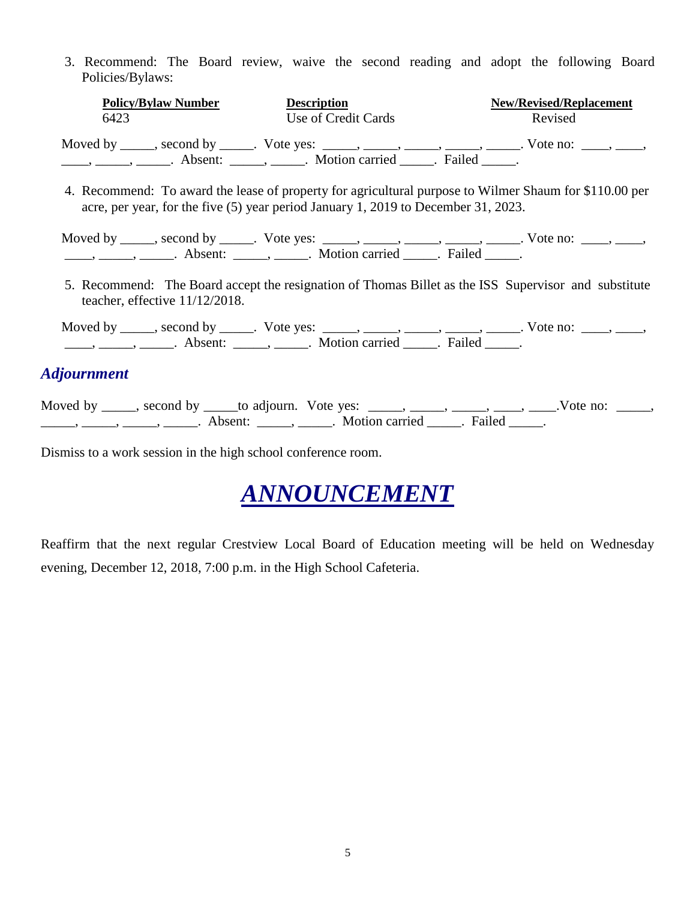3. Recommend: The Board review, waive the second reading and adopt the following Board Policies/Bylaws:

| Policy/Bylaw Number | Description | New/Revised/Replacement |
|---|---|---|
| 6423 | Use of Credit Cards | Revised |

Moved by _____, second by _____. Vote yes: _____, _____, _____, _____, _____. Vote no: ____, ____, ____, _____, _____. Absent: _____, _____. Motion carried _____. Failed _____.

4. Recommend: To award the lease of property for agricultural purpose to Wilmer Shaum for $110.00 per acre, per year, for the five (5) year period January 1, 2019 to December 31, 2023.

Moved by _____, second by _____. Vote yes: _____, _____, _____, _____, _____. Vote no: ____, ____, ____, _____, _____. Absent: _____, _____. Motion carried _____. Failed _____.

5. Recommend: The Board accept the resignation of Thomas Billet as the ISS Supervisor and substitute teacher, effective 11/12/2018.

Moved by _____, second by _____. Vote yes: _____, _____, _____, _____, _____. Vote no: ____, ____, ____, _____, _____. Absent: _____, _____. Motion carried _____. Failed _____.

## *Adjournment*

Moved by _____, second by _____to adjourn. Vote yes: _____, _____, _____, ____, ____.Vote no: _____, _____, _____, _____, _____. Absent: _____, _____. Motion carried _____. Failed _____.

Dismiss to a work session in the high school conference room.

# *ANNOUNCEMENT*

Reaffirm that the next regular Crestview Local Board of Education meeting will be held on Wednesday evening, December 12, 2018, 7:00 p.m. in the High School Cafeteria.